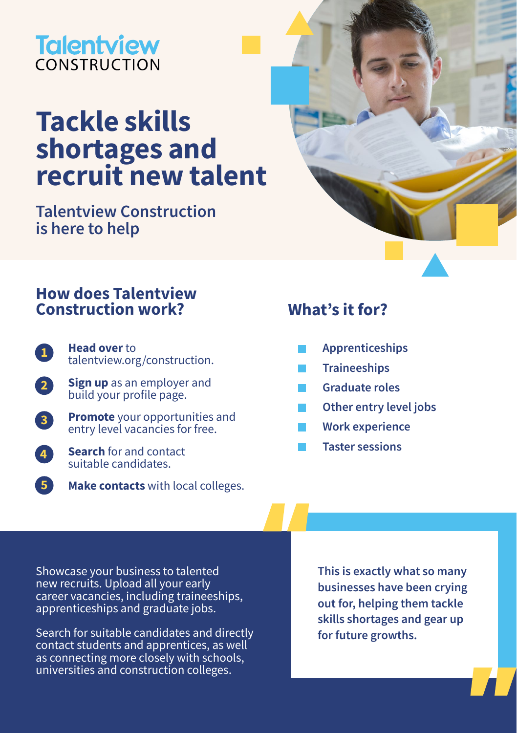Talentview
CONSTRUCTION

# Tackle skills shortages and recruit new talent

## Talentview Construction is here to help

## How does Talentview Construction work?

1. **Head over** to talentview.org/construction.
2. **Sign up** as an employer and build your profile page.
3. **Promote** your opportunities and entry level vacancies for free.
4. **Search** for and contact suitable candidates.
5. **Make contacts** with local colleges.

## What's it for?

- Apprenticeships
- Traineeships
- Graduate roles
- Other entry level jobs
- Work experience
- Taster sessions

Showcase your business to talented new recruits. Upload all your early career vacancies, including traineeships, apprenticeships and graduate jobs.

Search for suitable candidates and directly contact students and apprentices, as well as connecting more closely with schools, universities and construction colleges.

> **This is exactly what so many businesses have been crying out for, helping them tackle skills shortages and gear up for future growths.**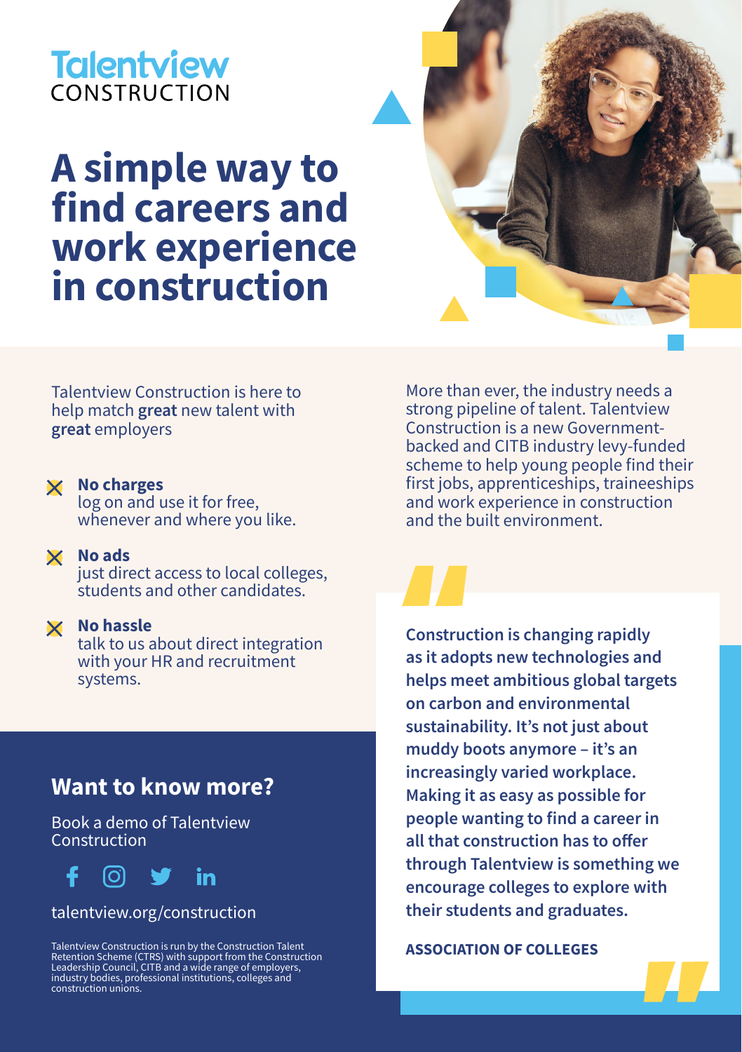Talentview
CONSTRUCTION

# A simple way to find careers and work experience in construction

Talentview Construction is here to help match **great** new talent with **great** employers

- **No charges**
  log on and use it for free, whenever and where you like.
- **No ads**
  just direct access to local colleges, students and other candidates.
- **No hassle**
  talk to us about direct integration with your HR and recruitment systems.

More than ever, the industry needs a strong pipeline of talent. Talentview Construction is a new Government-backed and CITB industry levy-funded scheme to help young people find their first jobs, apprenticeships, traineeships and work experience in construction and the built environment.

> **Construction is changing rapidly as it adopts new technologies and helps meet ambitious global targets on carbon and environmental sustainability. It's not just about muddy boots anymore – it's an increasingly varied workplace. Making it as easy as possible for people wanting to find a career in all that construction has to offer through Talentview is something we encourage colleges to explore with their students and graduates.**
>
> **ASSOCIATION OF COLLEGES**

## Want to know more?

Book a demo of Talentview Construction

talentview.org/construction

Talentview Construction is run by the Construction Talent Retention Scheme (CTRS) with support from the Construction Leadership Council, CITB and a wide range of employers, industry bodies, professional institutions, colleges and construction unions.